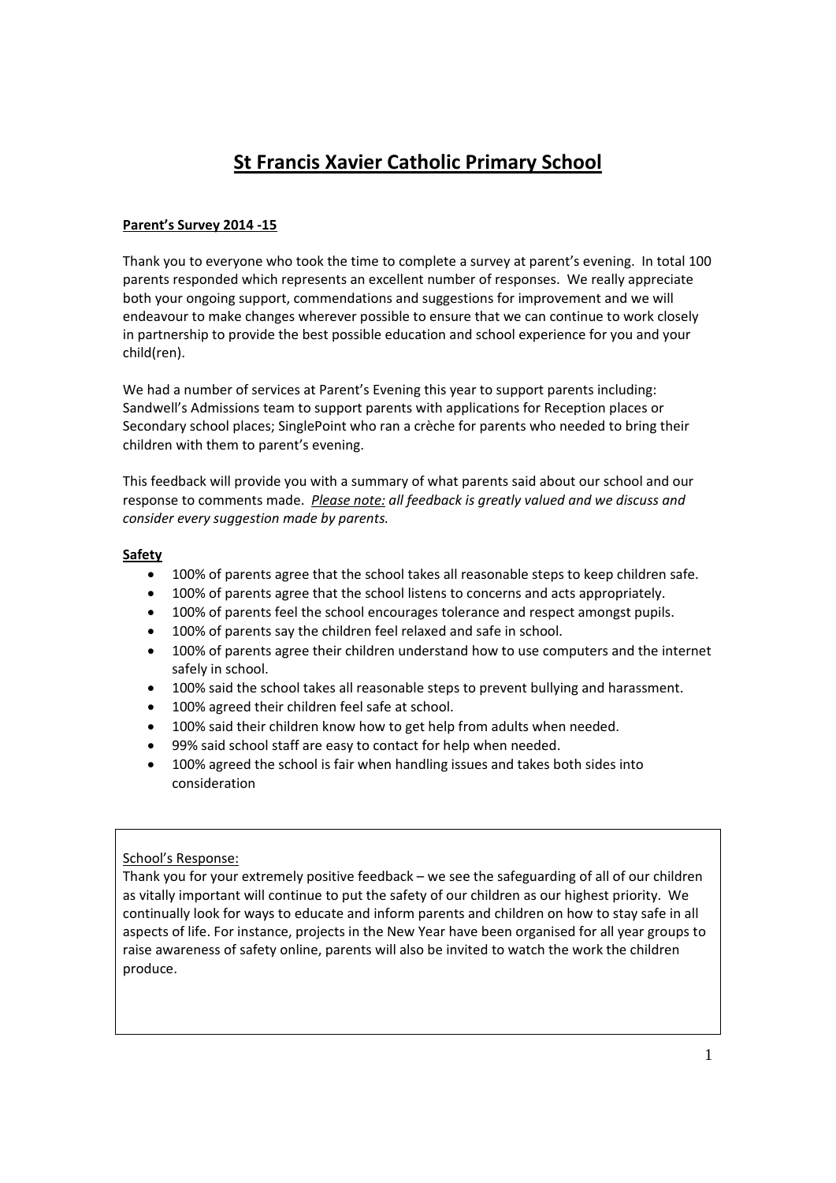# St Francis Xavier Catholic Primary School

**Parent's Survey 2014 -15**

Thank you to everyone who took the time to complete a survey at parent's evening. In total 100 parents responded which represents an excellent number of responses. We really appreciate both your ongoing support, commendations and suggestions for improvement and we will endeavour to make changes wherever possible to ensure that we can continue to work closely in partnership to provide the best possible education and school experience for you and your child(ren).

We had a number of services at Parent's Evening this year to support parents including: Sandwell's Admissions team to support parents with applications for Reception places or Secondary school places; SinglePoint who ran a crèche for parents who needed to bring their children with them to parent's evening.

This feedback will provide you with a summary of what parents said about our school and our response to comments made. *Please note: all feedback is greatly valued and we discuss and consider every suggestion made by parents.*

**Safety**

- 100% of parents agree that the school takes all reasonable steps to keep children safe.
- 100% of parents agree that the school listens to concerns and acts appropriately.
- 100% of parents feel the school encourages tolerance and respect amongst pupils.
- 100% of parents say the children feel relaxed and safe in school.
- 100% of parents agree their children understand how to use computers and the internet safely in school.
- 100% said the school takes all reasonable steps to prevent bullying and harassment.
- 100% agreed their children feel safe at school.
- 100% said their children know how to get help from adults when needed.
- 99% said school staff are easy to contact for help when needed.
- 100% agreed the school is fair when handling issues and takes both sides into consideration

School's Response:

Thank you for your extremely positive feedback – we see the safeguarding of all of our children as vitally important will continue to put the safety of our children as our highest priority. We continually look for ways to educate and inform parents and children on how to stay safe in all aspects of life. For instance, projects in the New Year have been organised for all year groups to raise awareness of safety online, parents will also be invited to watch the work the children produce.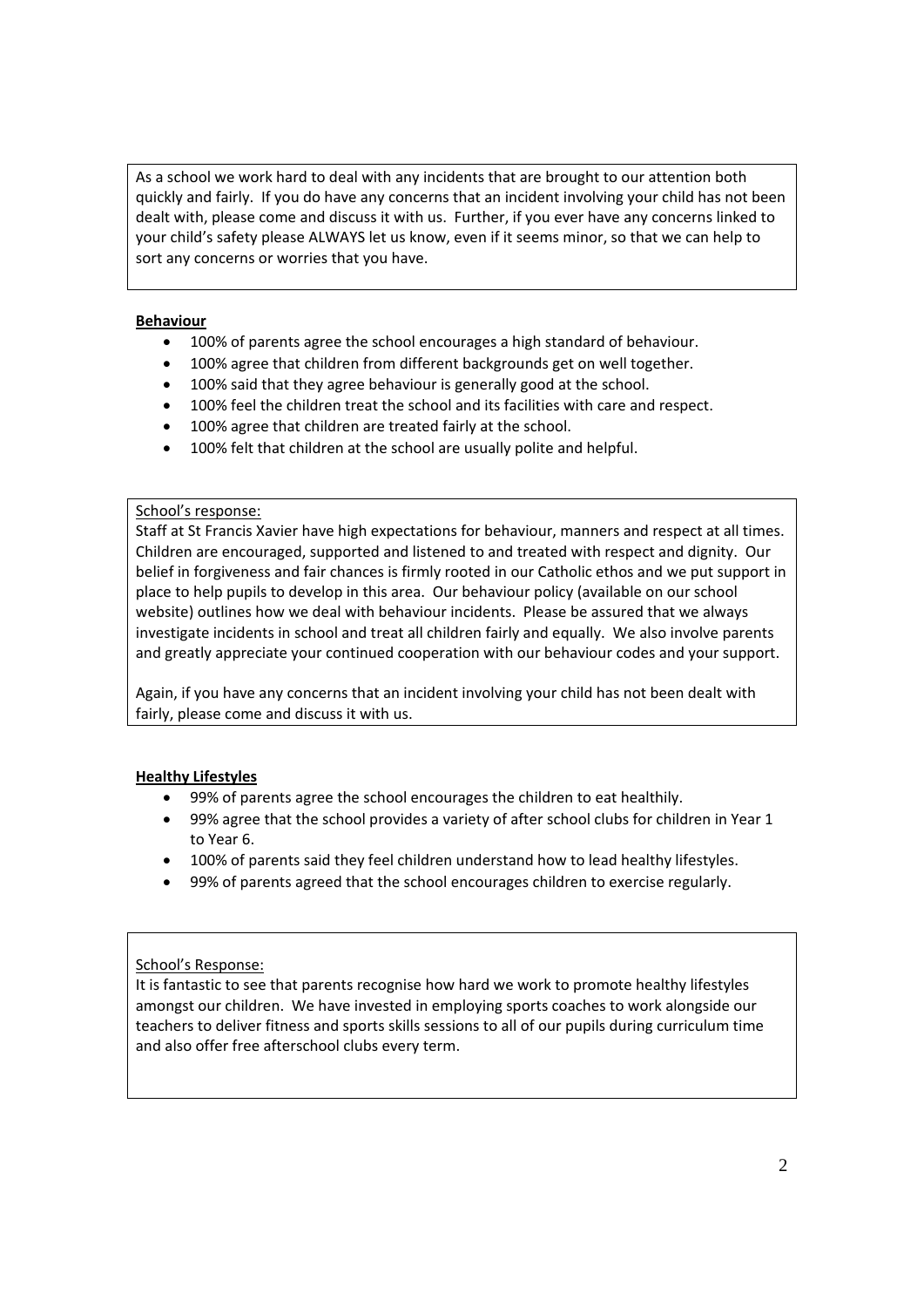As a school we work hard to deal with any incidents that are brought to our attention both quickly and fairly. If you do have any concerns that an incident involving your child has not been dealt with, please come and discuss it with us. Further, if you ever have any concerns linked to your child's safety please ALWAYS let us know, even if it seems minor, so that we can help to sort any concerns or worries that you have.

**Behaviour**

- 100% of parents agree the school encourages a high standard of behaviour.
- 100% agree that children from different backgrounds get on well together.
- 100% said that they agree behaviour is generally good at the school.
- 100% feel the children treat the school and its facilities with care and respect.
- 100% agree that children are treated fairly at the school.
- 100% felt that children at the school are usually polite and helpful.

School's response:

Staff at St Francis Xavier have high expectations for behaviour, manners and respect at all times. Children are encouraged, supported and listened to and treated with respect and dignity. Our belief in forgiveness and fair chances is firmly rooted in our Catholic ethos and we put support in place to help pupils to develop in this area. Our behaviour policy (available on our school website) outlines how we deal with behaviour incidents. Please be assured that we always investigate incidents in school and treat all children fairly and equally. We also involve parents and greatly appreciate your continued cooperation with our behaviour codes and your support.

Again, if you have any concerns that an incident involving your child has not been dealt with fairly, please come and discuss it with us.

**Healthy Lifestyles**

- 99% of parents agree the school encourages the children to eat healthily.
- 99% agree that the school provides a variety of after school clubs for children in Year 1 to Year 6.
- 100% of parents said they feel children understand how to lead healthy lifestyles.
- 99% of parents agreed that the school encourages children to exercise regularly.

School's Response:

It is fantastic to see that parents recognise how hard we work to promote healthy lifestyles amongst our children. We have invested in employing sports coaches to work alongside our teachers to deliver fitness and sports skills sessions to all of our pupils during curriculum time and also offer free afterschool clubs every term.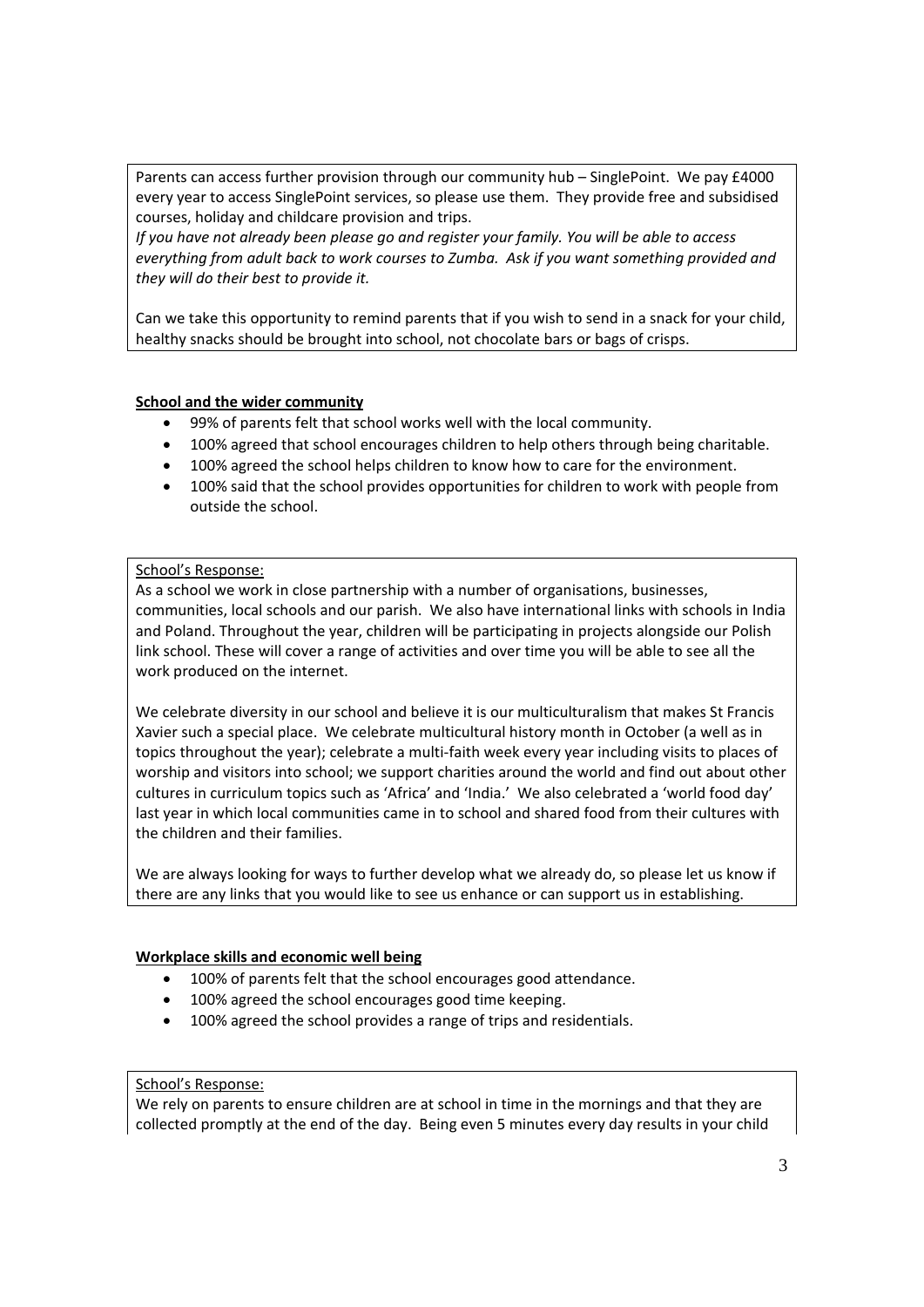Parents can access further provision through our community hub – SinglePoint. We pay £4000 every year to access SinglePoint services, so please use them. They provide free and subsidised courses, holiday and childcare provision and trips.
*If you have not already been please go and register your family. You will be able to access everything from adult back to work courses to Zumba. Ask if you want something provided and they will do their best to provide it.*

Can we take this opportunity to remind parents that if you wish to send in a snack for your child, healthy snacks should be brought into school, not chocolate bars or bags of crisps.

**School and the wider community**

- 99% of parents felt that school works well with the local community.
- 100% agreed that school encourages children to help others through being charitable.
- 100% agreed the school helps children to know how to care for the environment.
- 100% said that the school provides opportunities for children to work with people from outside the school.

School's Response:
As a school we work in close partnership with a number of organisations, businesses, communities, local schools and our parish. We also have international links with schools in India and Poland. Throughout the year, children will be participating in projects alongside our Polish link school. These will cover a range of activities and over time you will be able to see all the work produced on the internet.

We celebrate diversity in our school and believe it is our multiculturalism that makes St Francis Xavier such a special place. We celebrate multicultural history month in October (a well as in topics throughout the year); celebrate a multi-faith week every year including visits to places of worship and visitors into school; we support charities around the world and find out about other cultures in curriculum topics such as 'Africa' and 'India.' We also celebrated a 'world food day' last year in which local communities came in to school and shared food from their cultures with the children and their families.

We are always looking for ways to further develop what we already do, so please let us know if there are any links that you would like to see us enhance or can support us in establishing.

**Workplace skills and economic well being**

- 100% of parents felt that the school encourages good attendance.
- 100% agreed the school encourages good time keeping.
- 100% agreed the school provides a range of trips and residentials.

School's Response:
We rely on parents to ensure children are at school in time in the mornings and that they are collected promptly at the end of the day. Being even 5 minutes every day results in your child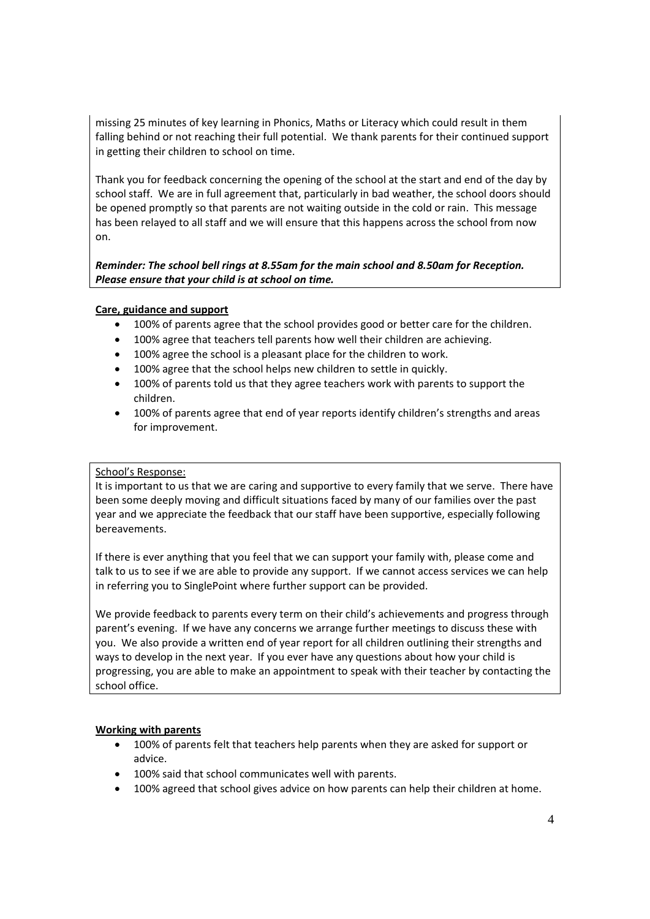missing 25 minutes of key learning in Phonics, Maths or Literacy which could result in them falling behind or not reaching their full potential. We thank parents for their continued support in getting their children to school on time.

Thank you for feedback concerning the opening of the school at the start and end of the day by school staff. We are in full agreement that, particularly in bad weather, the school doors should be opened promptly so that parents are not waiting outside in the cold or rain. This message has been relayed to all staff and we will ensure that this happens across the school from now on.

***Reminder: The school bell rings at 8.55am for the main school and 8.50am for Reception. Please ensure that your child is at school on time.***

**Care, guidance and support**

- 100% of parents agree that the school provides good or better care for the children.
- 100% agree that teachers tell parents how well their children are achieving.
- 100% agree the school is a pleasant place for the children to work.
- 100% agree that the school helps new children to settle in quickly.
- 100% of parents told us that they agree teachers work with parents to support the children.
- 100% of parents agree that end of year reports identify children's strengths and areas for improvement.

School's Response:

It is important to us that we are caring and supportive to every family that we serve. There have been some deeply moving and difficult situations faced by many of our families over the past year and we appreciate the feedback that our staff have been supportive, especially following bereavements.

If there is ever anything that you feel that we can support your family with, please come and talk to us to see if we are able to provide any support. If we cannot access services we can help in referring you to SinglePoint where further support can be provided.

We provide feedback to parents every term on their child's achievements and progress through parent's evening. If we have any concerns we arrange further meetings to discuss these with you. We also provide a written end of year report for all children outlining their strengths and ways to develop in the next year. If you ever have any questions about how your child is progressing, you are able to make an appointment to speak with their teacher by contacting the school office.

**Working with parents**

- 100% of parents felt that teachers help parents when they are asked for support or advice.
- 100% said that school communicates well with parents.
- 100% agreed that school gives advice on how parents can help their children at home.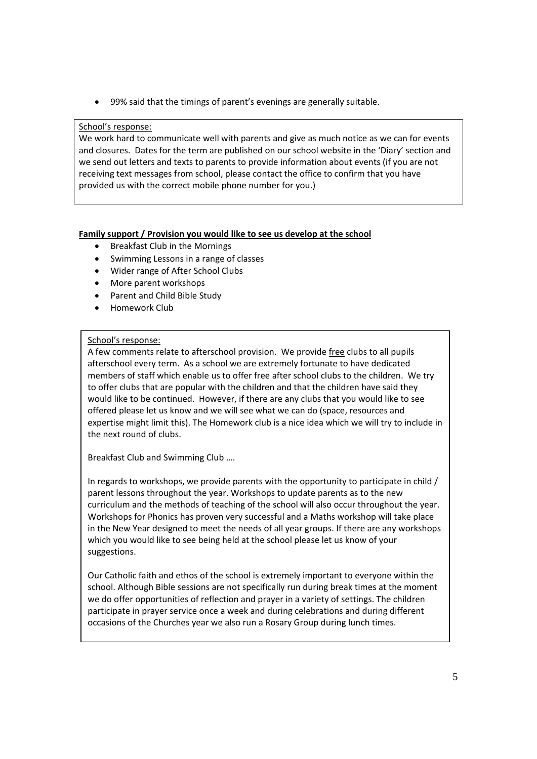- 99% said that the timings of parent's evenings are generally suitable.

<u>School's response:</u>
We work hard to communicate well with parents and give as much notice as we can for events and closures. Dates for the term are published on our school website in the 'Diary' section and we send out letters and texts to parents to provide information about events (if you are not receiving text messages from school, please contact the office to confirm that you have provided us with the correct mobile phone number for you.)

**<u>Family support / Provision you would like to see us develop at the school</u>**

- Breakfast Club in the Mornings
- Swimming Lessons in a range of classes
- Wider range of After School Clubs
- More parent workshops
- Parent and Child Bible Study
- Homework Club

<u>School's response:</u>
A few comments relate to afterschool provision. We provide <u>free</u> clubs to all pupils afterschool every term. As a school we are extremely fortunate to have dedicated members of staff which enable us to offer free after school clubs to the children. We try to offer clubs that are popular with the children and that the children have said they would like to be continued. However, if there are any clubs that you would like to see offered please let us know and we will see what we can do (space, resources and expertise might limit this). The Homework club is a nice idea which we will try to include in the next round of clubs.

Breakfast Club and Swimming Club ….

In regards to workshops, we provide parents with the opportunity to participate in child / parent lessons throughout the year. Workshops to update parents as to the new curriculum and the methods of teaching of the school will also occur throughout the year. Workshops for Phonics has proven very successful and a Maths workshop will take place in the New Year designed to meet the needs of all year groups. If there are any workshops which you would like to see being held at the school please let us know of your suggestions.

Our Catholic faith and ethos of the school is extremely important to everyone within the school. Although Bible sessions are not specifically run during break times at the moment we do offer opportunities of reflection and prayer in a variety of settings. The children participate in prayer service once a week and during celebrations and during different occasions of the Churches year we also run a Rosary Group during lunch times.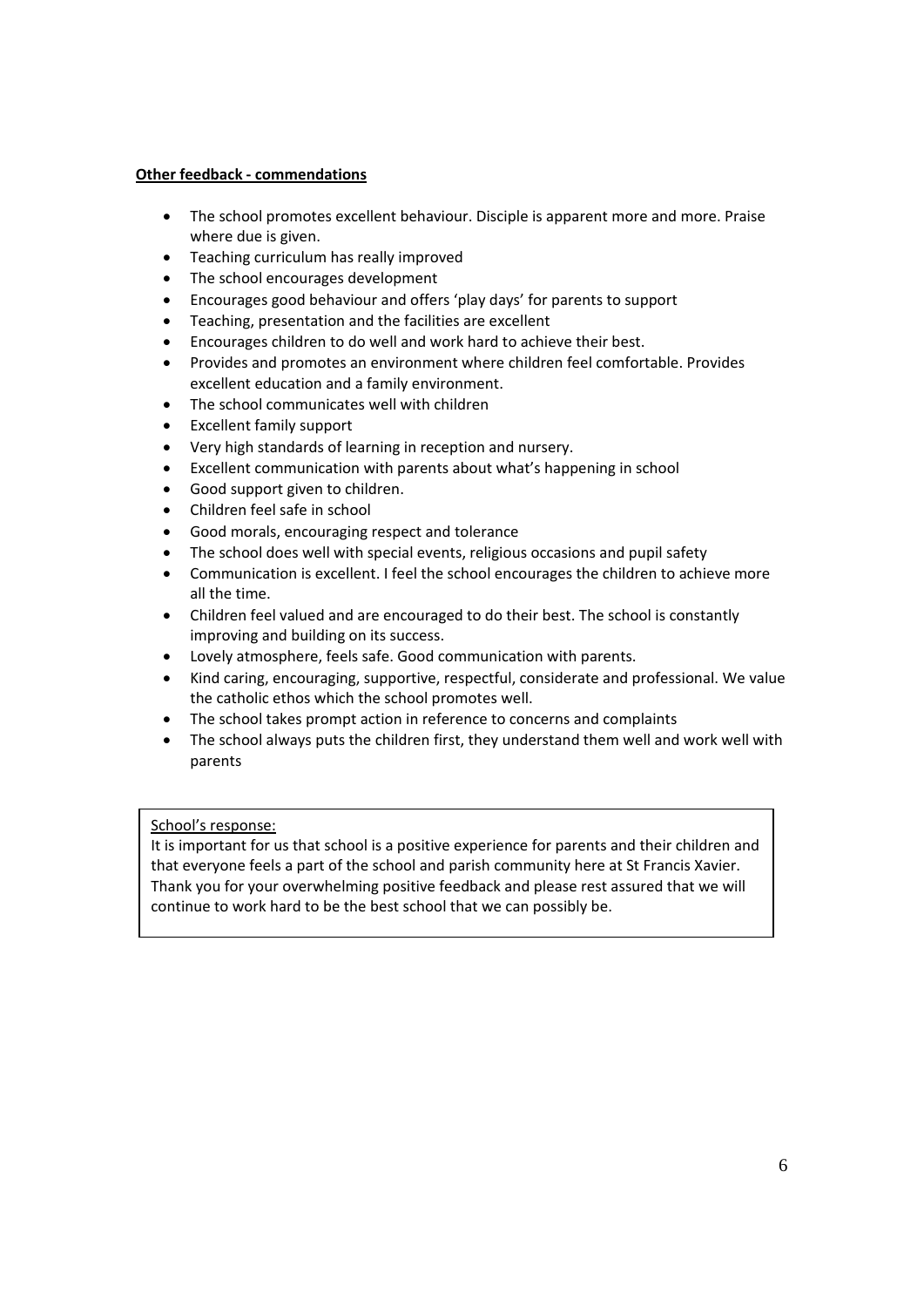**Other feedback - commendations**

- The school promotes excellent behaviour. Disciple is apparent more and more. Praise where due is given.
- Teaching curriculum has really improved
- The school encourages development
- Encourages good behaviour and offers 'play days' for parents to support
- Teaching, presentation and the facilities are excellent
- Encourages children to do well and work hard to achieve their best.
- Provides and promotes an environment where children feel comfortable. Provides excellent education and a family environment.
- The school communicates well with children
- Excellent family support
- Very high standards of learning in reception and nursery.
- Excellent communication with parents about what's happening in school
- Good support given to children.
- Children feel safe in school
- Good morals, encouraging respect and tolerance
- The school does well with special events, religious occasions and pupil safety
- Communication is excellent. I feel the school encourages the children to achieve more all the time.
- Children feel valued and are encouraged to do their best. The school is constantly improving and building on its success.
- Lovely atmosphere, feels safe. Good communication with parents.
- Kind caring, encouraging, supportive, respectful, considerate and professional. We value the catholic ethos which the school promotes well.
- The school takes prompt action in reference to concerns and complaints
- The school always puts the children first, they understand them well and work well with parents

School's response:
It is important for us that school is a positive experience for parents and their children and that everyone feels a part of the school and parish community here at St Francis Xavier. Thank you for your overwhelming positive feedback and please rest assured that we will continue to work hard to be the best school that we can possibly be.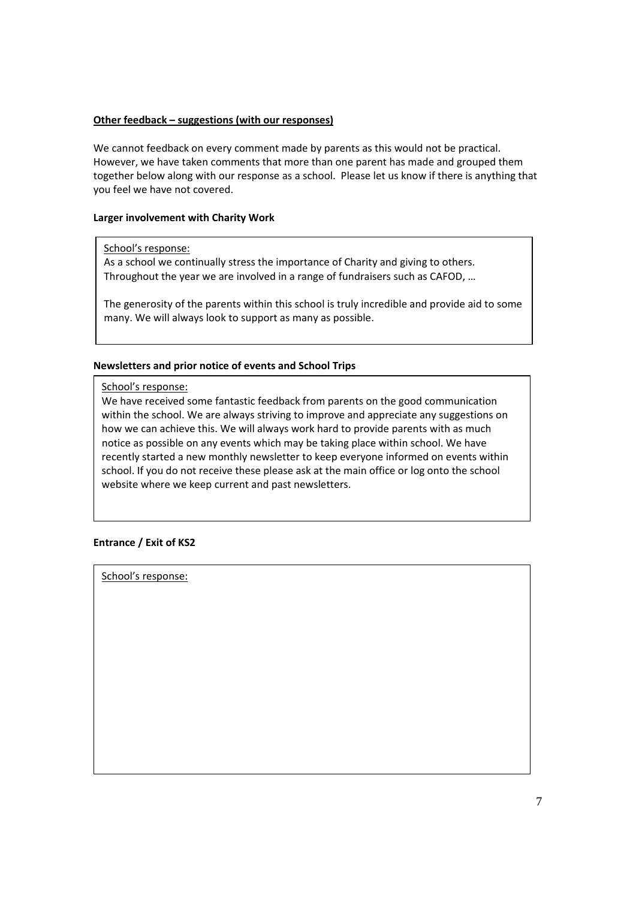**Other feedback – suggestions (with our responses)**

We cannot feedback on every comment made by parents as this would not be practical. However, we have taken comments that more than one parent has made and grouped them together below along with our response as a school. Please let us know if there is anything that you feel we have not covered.

**Larger involvement with Charity Work**

School's response:

As a school we continually stress the importance of Charity and giving to others. Throughout the year we are involved in a range of fundraisers such as CAFOD, …

The generosity of the parents within this school is truly incredible and provide aid to some many. We will always look to support as many as possible.

**Newsletters and prior notice of events and School Trips**

School's response:

We have received some fantastic feedback from parents on the good communication within the school. We are always striving to improve and appreciate any suggestions on how we can achieve this. We will always work hard to provide parents with as much notice as possible on any events which may be taking place within school. We have recently started a new monthly newsletter to keep everyone informed on events within school. If you do not receive these please ask at the main office or log onto the school website where we keep current and past newsletters.

**Entrance / Exit of KS2**

School's response: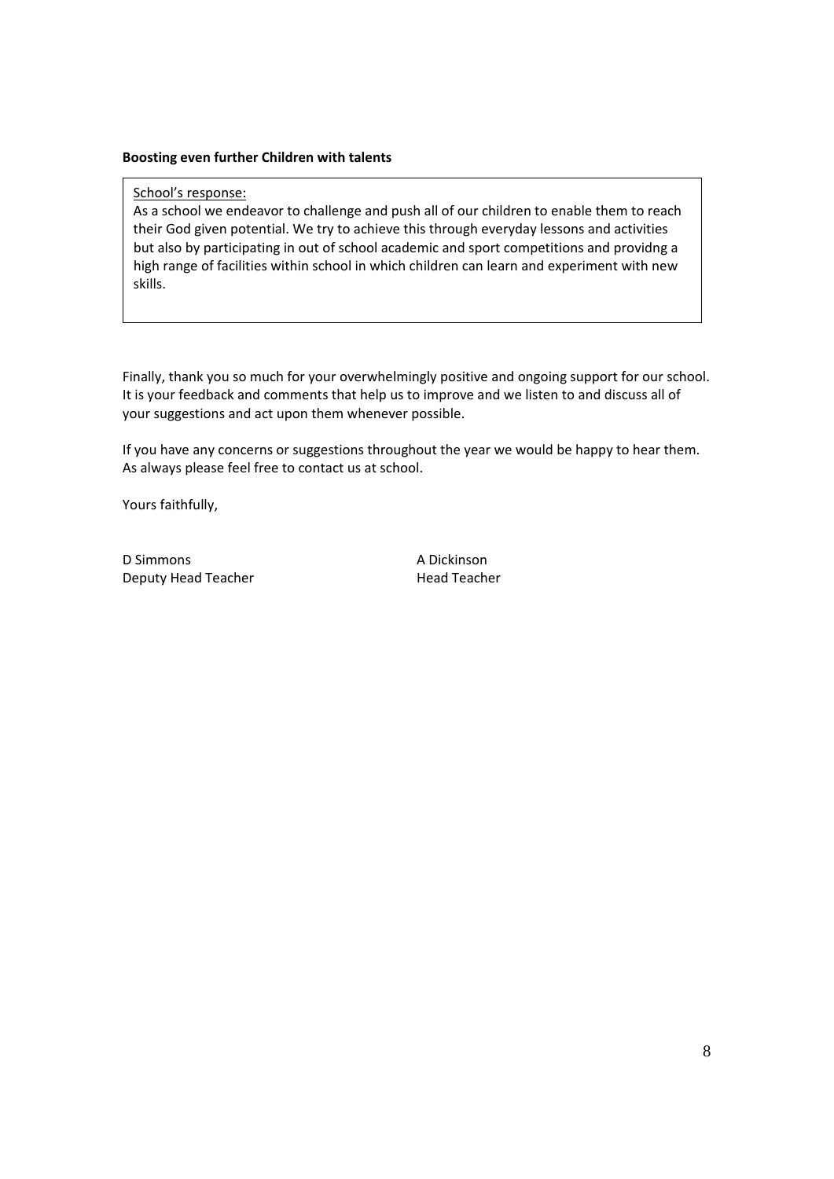**Boosting even further Children with talents**

School's response:

As a school we endeavor to challenge and push all of our children to enable them to reach their God given potential. We try to achieve this through everyday lessons and activities but also by participating in out of school academic and sport competitions and providng a high range of facilities within school in which children can learn and experiment with new skills.

Finally, thank you so much for your overwhelmingly positive and ongoing support for our school. It is your feedback and comments that help us to improve and we listen to and discuss all of your suggestions and act upon them whenever possible.

If you have any concerns or suggestions throughout the year we would be happy to hear them. As always please feel free to contact us at school.

Yours faithfully,

D Simmons
Deputy Head Teacher

A Dickinson
Head Teacher